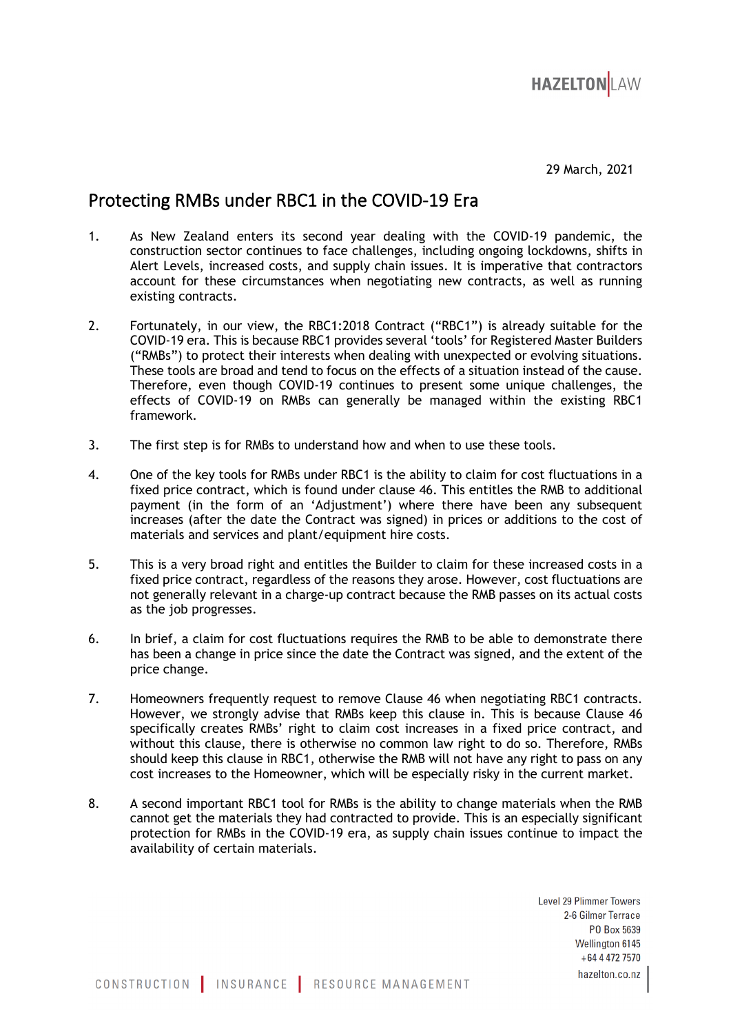29 March, 2021

# Protecting RMBs under RBC1 in the COVID-19 Era

1. As New Zealand enters its second year dealing with the COVID-19 pandemic, the construction sector continues to face challenges, including ongoing lockdowns, shifts in Alert Levels, increased costs, and supply chain issues. It is imperative that contractors account for these circumstances when negotiating new contracts, as well as running existing contracts.

2. Fortunately, in our view, the RBC1:2018 Contract ("RBC1") is already suitable for the COVID-19 era. This is because RBC1 provides several 'tools' for Registered Master Builders ("RMBs") to protect their interests when dealing with unexpected or evolving situations. These tools are broad and tend to focus on the effects of a situation instead of the cause. Therefore, even though COVID-19 continues to present some unique challenges, the effects of COVID-19 on RMBs can generally be managed within the existing RBC1 framework.

3. The first step is for RMBs to understand how and when to use these tools.

4. One of the key tools for RMBs under RBC1 is the ability to claim for cost fluctuations in a fixed price contract, which is found under clause 46. This entitles the RMB to additional payment (in the form of an 'Adjustment') where there have been any subsequent increases (after the date the Contract was signed) in prices or additions to the cost of materials and services and plant/equipment hire costs.

5. This is a very broad right and entitles the Builder to claim for these increased costs in a fixed price contract, regardless of the reasons they arose. However, cost fluctuations are not generally relevant in a charge-up contract because the RMB passes on its actual costs as the job progresses.

6. In brief, a claim for cost fluctuations requires the RMB to be able to demonstrate there has been a change in price since the date the Contract was signed, and the extent of the price change.

7. Homeowners frequently request to remove Clause 46 when negotiating RBC1 contracts. However, we strongly advise that RMBs keep this clause in. This is because Clause 46 specifically creates RMBs' right to claim cost increases in a fixed price contract, and without this clause, there is otherwise no common law right to do so. Therefore, RMBs should keep this clause in RBC1, otherwise the RMB will not have any right to pass on any cost increases to the Homeowner, which will be especially risky in the current market.

8. A second important RBC1 tool for RMBs is the ability to change materials when the RMB cannot get the materials they had contracted to provide. This is an especially significant protection for RMBs in the COVID-19 era, as supply chain issues continue to impact the availability of certain materials.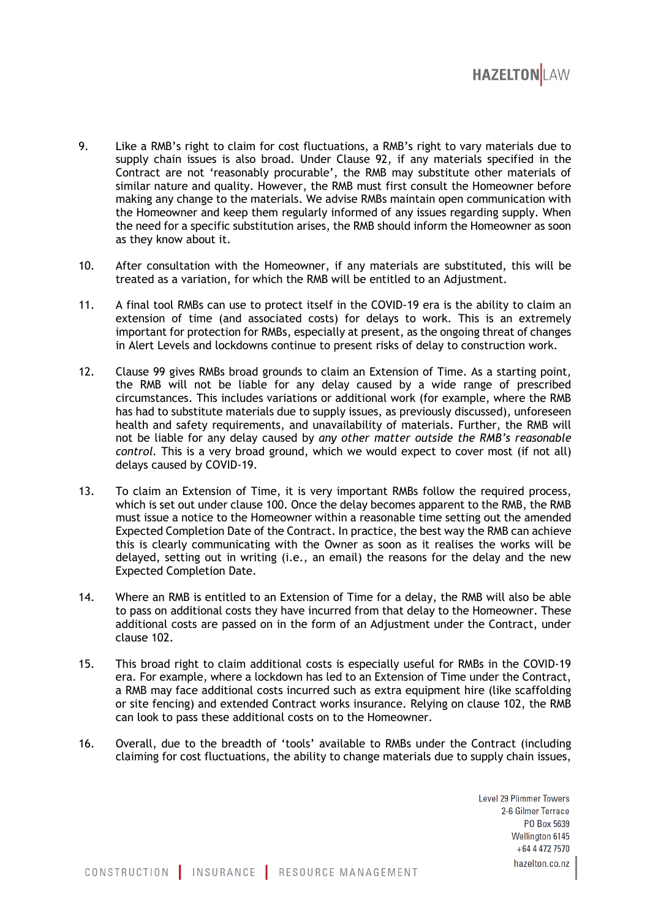9. Like a RMB's right to claim for cost fluctuations, a RMB's right to vary materials due to supply chain issues is also broad. Under Clause 92, if any materials specified in the Contract are not 'reasonably procurable', the RMB may substitute other materials of similar nature and quality. However, the RMB must first consult the Homeowner before making any change to the materials. We advise RMBs maintain open communication with the Homeowner and keep them regularly informed of any issues regarding supply. When the need for a specific substitution arises, the RMB should inform the Homeowner as soon as they know about it.

10. After consultation with the Homeowner, if any materials are substituted, this will be treated as a variation, for which the RMB will be entitled to an Adjustment.

11. A final tool RMBs can use to protect itself in the COVID-19 era is the ability to claim an extension of time (and associated costs) for delays to work. This is an extremely important for protection for RMBs, especially at present, as the ongoing threat of changes in Alert Levels and lockdowns continue to present risks of delay to construction work.

12. Clause 99 gives RMBs broad grounds to claim an Extension of Time. As a starting point, the RMB will not be liable for any delay caused by a wide range of prescribed circumstances. This includes variations or additional work (for example, where the RMB has had to substitute materials due to supply issues, as previously discussed), unforeseen health and safety requirements, and unavailability of materials. Further, the RMB will not be liable for any delay caused by *any other matter outside the RMB's reasonable control*. This is a very broad ground, which we would expect to cover most (if not all) delays caused by COVID-19.

13. To claim an Extension of Time, it is very important RMBs follow the required process, which is set out under clause 100. Once the delay becomes apparent to the RMB, the RMB must issue a notice to the Homeowner within a reasonable time setting out the amended Expected Completion Date of the Contract. In practice, the best way the RMB can achieve this is clearly communicating with the Owner as soon as it realises the works will be delayed, setting out in writing (i.e., an email) the reasons for the delay and the new Expected Completion Date.

14. Where an RMB is entitled to an Extension of Time for a delay, the RMB will also be able to pass on additional costs they have incurred from that delay to the Homeowner. These additional costs are passed on in the form of an Adjustment under the Contract, under clause 102.

15. This broad right to claim additional costs is especially useful for RMBs in the COVID-19 era. For example, where a lockdown has led to an Extension of Time under the Contract, a RMB may face additional costs incurred such as extra equipment hire (like scaffolding or site fencing) and extended Contract works insurance. Relying on clause 102, the RMB can look to pass these additional costs on to the Homeowner.

16. Overall, due to the breadth of 'tools' available to RMBs under the Contract (including claiming for cost fluctuations, the ability to change materials due to supply chain issues,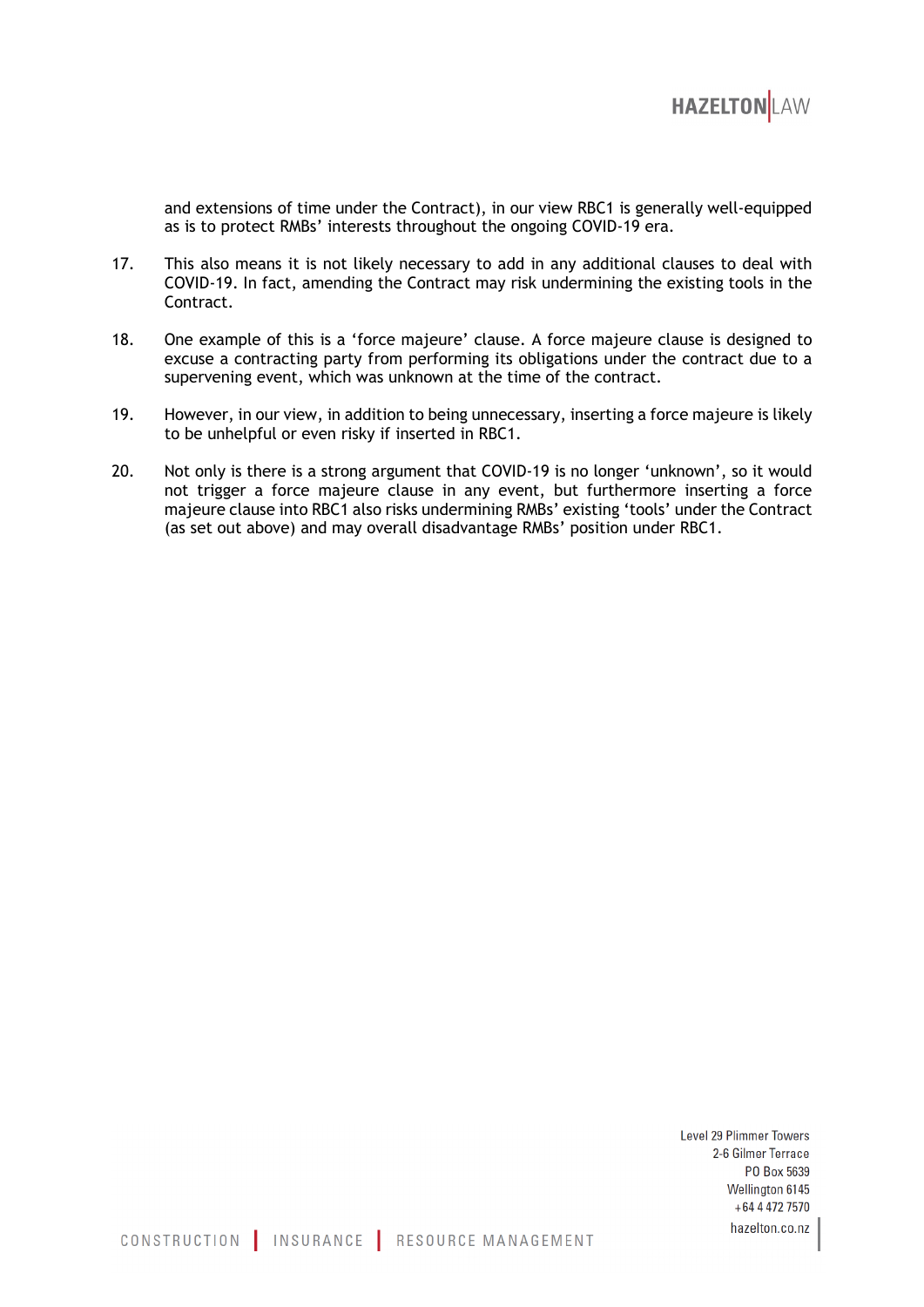and extensions of time under the Contract), in our view RBC1 is generally well-equipped as is to protect RMBs' interests throughout the ongoing COVID-19 era.

17. This also means it is not likely necessary to add in any additional clauses to deal with COVID-19. In fact, amending the Contract may risk undermining the existing tools in the Contract.

18. One example of this is a 'force majeure' clause. A force majeure clause is designed to excuse a contracting party from performing its obligations under the contract due to a supervening event, which was unknown at the time of the contract.

19. However, in our view, in addition to being unnecessary, inserting a force majeure is likely to be unhelpful or even risky if inserted in RBC1.

20. Not only is there is a strong argument that COVID-19 is no longer 'unknown', so it would not trigger a force majeure clause in any event, but furthermore inserting a force majeure clause into RBC1 also risks undermining RMBs' existing 'tools' under the Contract (as set out above) and may overall disadvantage RMBs' position under RBC1.